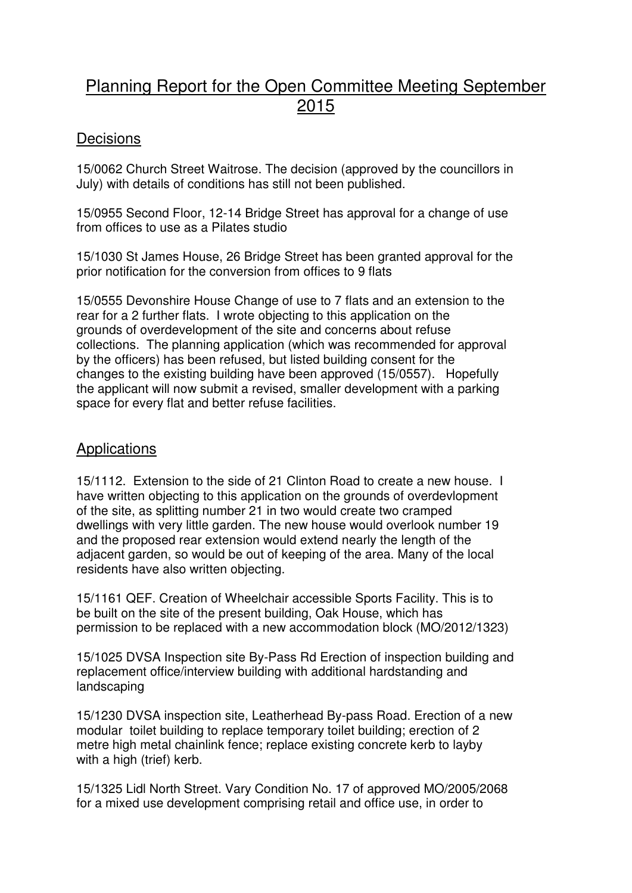# Planning Report for the Open Committee Meeting September 2015

## Decisions

15/0062 Church Street Waitrose. The decision (approved by the councillors in July) with details of conditions has still not been published.

15/0955 Second Floor, 12-14 Bridge Street has approval for a change of use from offices to use as a Pilates studio

15/1030 St James House, 26 Bridge Street has been granted approval for the prior notification for the conversion from offices to 9 flats

15/0555 Devonshire House Change of use to 7 flats and an extension to the rear for a 2 further flats. I wrote objecting to this application on the grounds of overdevelopment of the site and concerns about refuse collections. The planning application (which was recommended for approval by the officers) has been refused, but listed building consent for the changes to the existing building have been approved (15/0557). Hopefully the applicant will now submit a revised, smaller development with a parking space for every flat and better refuse facilities.

## Applications

15/1112. Extension to the side of 21 Clinton Road to create a new house. I have written objecting to this application on the grounds of overdevlopment of the site, as splitting number 21 in two would create two cramped dwellings with very little garden. The new house would overlook number 19 and the proposed rear extension would extend nearly the length of the adjacent garden, so would be out of keeping of the area. Many of the local residents have also written objecting.

15/1161 QEF. Creation of Wheelchair accessible Sports Facility. This is to be built on the site of the present building, Oak House, which has permission to be replaced with a new accommodation block (MO/2012/1323)

15/1025 DVSA Inspection site By-Pass Rd Erection of inspection building and replacement office/interview building with additional hardstanding and landscaping

15/1230 DVSA inspection site, Leatherhead By-pass Road. Erection of a new modular toilet building to replace temporary toilet building; erection of 2 metre high metal chainlink fence; replace existing concrete kerb to layby with a high (trief) kerb.

15/1325 Lidl North Street. Vary Condition No. 17 of approved MO/2005/2068 for a mixed use development comprising retail and office use, in order to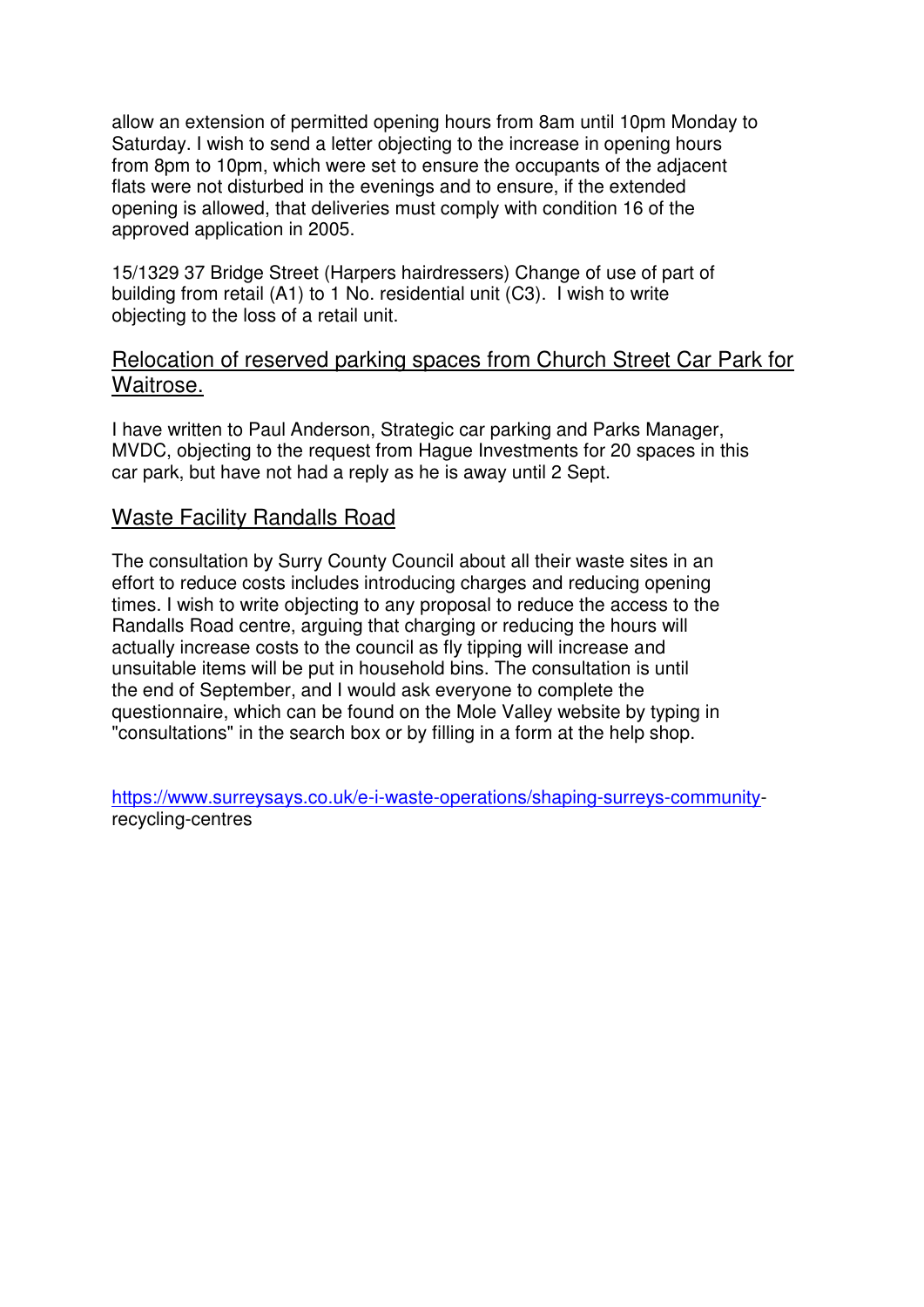allow an extension of permitted opening hours from 8am until 10pm Monday to Saturday. I wish to send a letter objecting to the increase in opening hours from 8pm to 10pm, which were set to ensure the occupants of the adjacent flats were not disturbed in the evenings and to ensure, if the extended opening is allowed, that deliveries must comply with condition 16 of the approved application in 2005.

15/1329 37 Bridge Street (Harpers hairdressers) Change of use of part of building from retail (A1) to 1 No. residential unit (C3). I wish to write objecting to the loss of a retail unit.

## Relocation of reserved parking spaces from Church Street Car Park for Waitrose.

I have written to Paul Anderson, Strategic car parking and Parks Manager, MVDC, objecting to the request from Hague Investments for 20 spaces in this car park, but have not had a reply as he is away until 2 Sept.

## Waste Facility Randalls Road

The consultation by Surry County Council about all their waste sites in an effort to reduce costs includes introducing charges and reducing opening times. I wish to write objecting to any proposal to reduce the access to the Randalls Road centre, arguing that charging or reducing the hours will actually increase costs to the council as fly tipping will increase and unsuitable items will be put in household bins. The consultation is until the end of September, and I would ask everyone to complete the questionnaire, which can be found on the Mole Valley website by typing in "consultations" in the search box or by filling in a form at the help shop.

https://www.surreysays.co.uk/e-i-waste-operations/shaping-surreys-community-recycling-centres